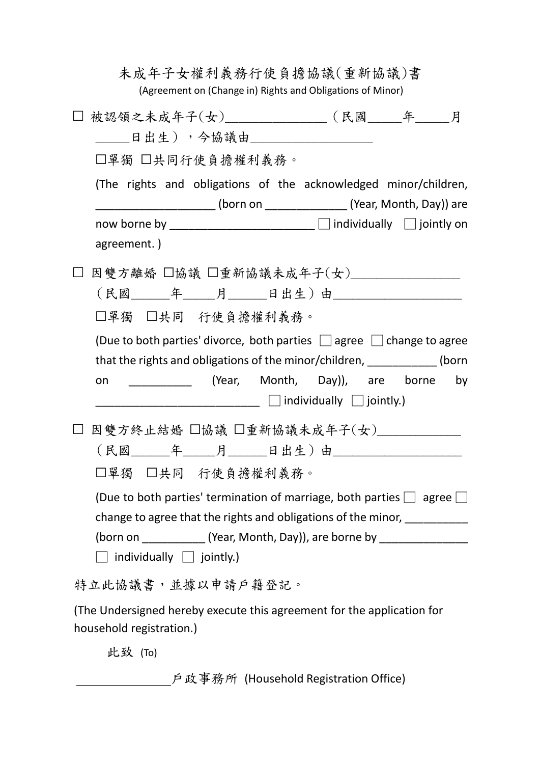# 未成年子女權利義務行使負擔協議(重新協議)書

(Agreement on (Change in) Rights and Obligations of Minor)

☐ 被認領之未成年子(女)________________（民國_____年_____月_____日出生），今協議由___________________

☐單獨 ☐共同行使負擔權利義務。

(The rights and obligations of the acknowledged minor/children, ___________________ (born on _____________ (Year, Month, Day)) are now borne by _______________________ ☐ individually ☐ jointly on agreement. )

☐ 因雙方離婚 ☐協議 ☐重新協議未成年子(女)_________________（民國______年_____月______日出生）由____________________

☐單獨 ☐共同 行使負擔權利義務。

(Due to both parties' divorce, both parties ☐ agree ☐ change to agree that the rights and obligations of the minor/children, ___________ (born on __________ (Year, Month, Day)), are borne by __________________________ ☐ individually ☐ jointly.)

☐ 因雙方終止結婚 ☐協議 ☐重新協議未成年子(女)_____________（民國______年_____月______日出生）由____________________

☐單獨 ☐共同 行使負擔權利義務。

(Due to both parties' termination of marriage, both parties ☐ agree ☐ change to agree that the rights and obligations of the minor, __________ (born on __________ (Year, Month, Day)), are borne by ______________ ☐ individually ☐ jointly.)

特立此協議書，並據以申請戶籍登記。

(The Undersigned hereby execute this agreement for the application for household registration.)

此致 (To)

_______________戶政事務所 (Household Registration Office)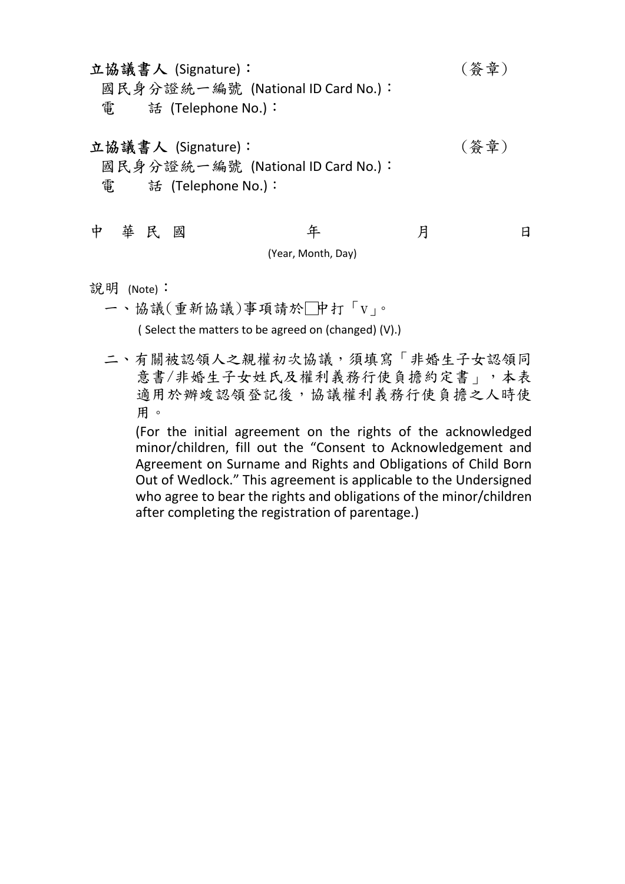**立協議書人** (Signature)：　　　　　　　　　　　　　　（簽章）

國民身分證統一編號 (National ID Card No.)：

電　　話 (Telephone No.)：

**立協議書人** (Signature)：　　　　　　　　　　　　　　（簽章）

國民身分證統一編號 (National ID Card No.)：

電　　話 (Telephone No.)：

中 華 民 國　　　　　　年　　　　　　月　　　　　　日

(Year, Month, Day)

說明 (Note)：

一、協議(重新協議)事項請於□中打「V」。
( Select the matters to be agreed on (changed) (V).)

二、有關被認領人之親權初次協議，須填寫「非婚生子女認領同意書/非婚生子女姓氏及權利義務行使負擔約定書」，本表適用於辦竣認領登記後，協議權利義務行使負擔之人時使用。
(For the initial agreement on the rights of the acknowledged minor/children, fill out the “Consent to Acknowledgement and Agreement on Surname and Rights and Obligations of Child Born Out of Wedlock.” This agreement is applicable to the Undersigned who agree to bear the rights and obligations of the minor/children after completing the registration of parentage.)